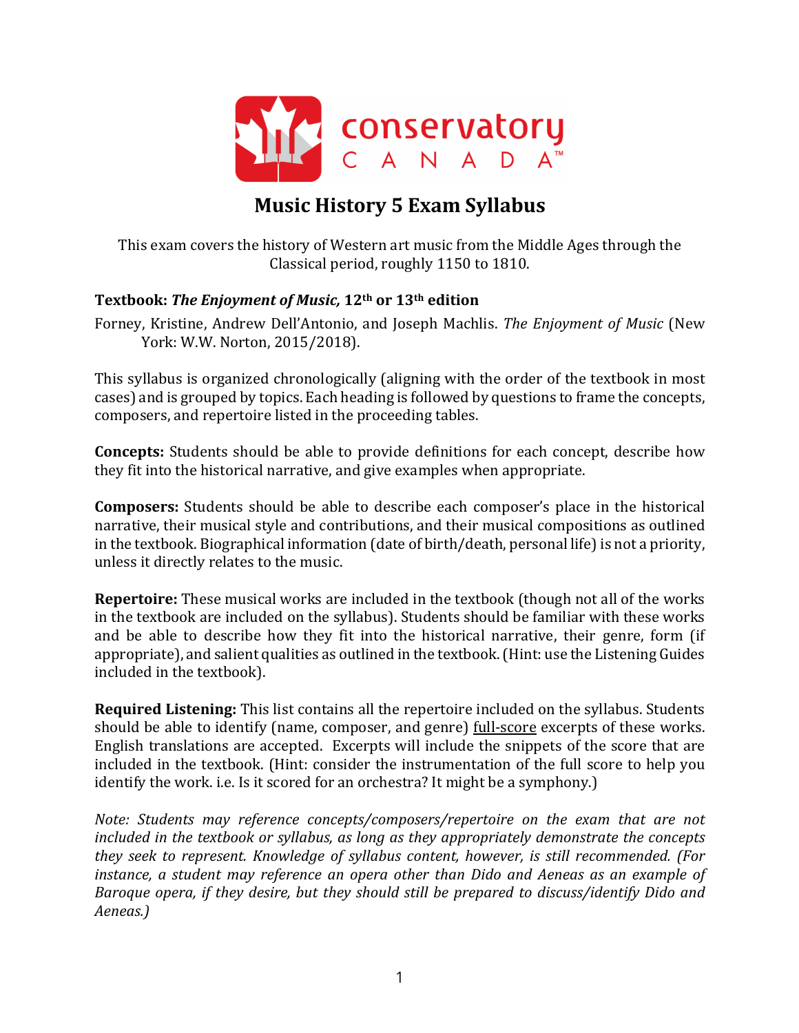# Music History 5 Exam Syllabus

This exam covers the history of Western art music from the Middle Ages through the Classical period, roughly 1150 to 1810.

**Textbook: *The Enjoyment of Music,* 12th or 13th edition**

Forney, Kristine, Andrew Dell'Antonio, and Joseph Machlis. *The Enjoyment of Music* (New York: W.W. Norton, 2015/2018).

This syllabus is organized chronologically (aligning with the order of the textbook in most cases) and is grouped by topics. Each heading is followed by questions to frame the concepts, composers, and repertoire listed in the proceeding tables.

**Concepts:** Students should be able to provide definitions for each concept, describe how they fit into the historical narrative, and give examples when appropriate.

**Composers:** Students should be able to describe each composer's place in the historical narrative, their musical style and contributions, and their musical compositions as outlined in the textbook. Biographical information (date of birth/death, personal life) is not a priority, unless it directly relates to the music.

**Repertoire:** These musical works are included in the textbook (though not all of the works in the textbook are included on the syllabus). Students should be familiar with these works and be able to describe how they fit into the historical narrative, their genre, form (if appropriate), and salient qualities as outlined in the textbook. (Hint: use the Listening Guides included in the textbook).

**Required Listening:** This list contains all the repertoire included on the syllabus. Students should be able to identify (name, composer, and genre) full-score excerpts of these works. English translations are accepted. Excerpts will include the snippets of the score that are included in the textbook. (Hint: consider the instrumentation of the full score to help you identify the work. i.e. Is it scored for an orchestra? It might be a symphony.)

*Note: Students may reference concepts/composers/repertoire on the exam that are not included in the textbook or syllabus, as long as they appropriately demonstrate the concepts they seek to represent. Knowledge of syllabus content, however, is still recommended. (For instance, a student may reference an opera other than Dido and Aeneas as an example of Baroque opera, if they desire, but they should still be prepared to discuss/identify Dido and Aeneas.)*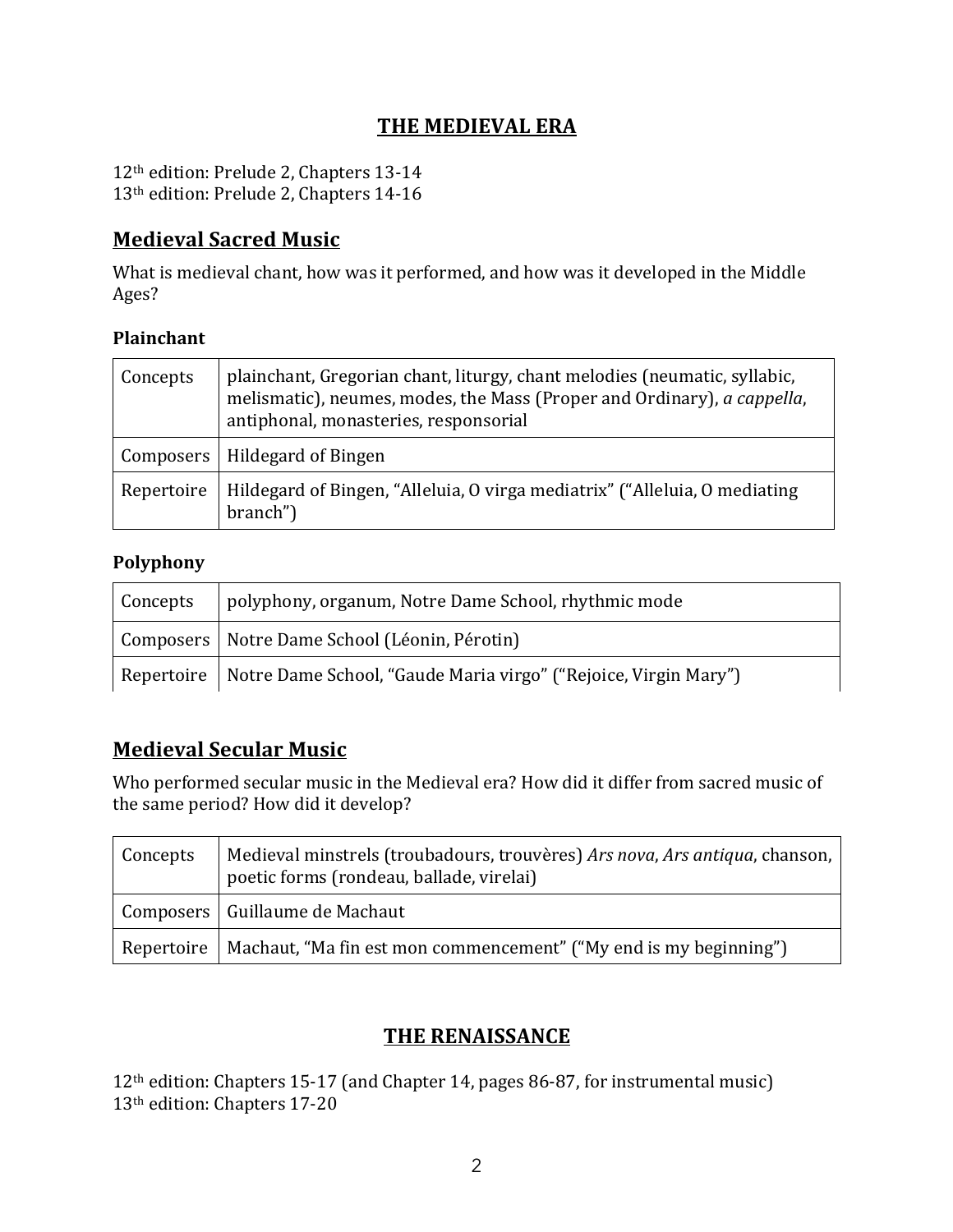# THE MEDIEVAL ERA

12th edition: Prelude 2, Chapters 13-14
13th edition: Prelude 2, Chapters 14-16

## Medieval Sacred Music

What is medieval chant, how was it performed, and how was it developed in the Middle Ages?

### Plainchant

| | |
|---|---|
| Concepts | plainchant, Gregorian chant, liturgy, chant melodies (neumatic, syllabic, melismatic), neumes, modes, the Mass (Proper and Ordinary), *a cappella*, antiphonal, monasteries, responsorial |
| Composers | Hildegard of Bingen |
| Repertoire | Hildegard of Bingen, "Alleluia, O virga mediatrix" ("Alleluia, O mediating branch") |

### Polyphony

| | |
|---|---|
| Concepts | polyphony, organum, Notre Dame School, rhythmic mode |
| Composers | Notre Dame School (Léonin, Pérotin) |
| Repertoire | Notre Dame School, "Gaude Maria virgo" ("Rejoice, Virgin Mary") |

## Medieval Secular Music

Who performed secular music in the Medieval era? How did it differ from sacred music of the same period? How did it develop?

| | |
|---|---|
| Concepts | Medieval minstrels (troubadours, trouvères) *Ars nova*, *Ars antiqua*, chanson, poetic forms (rondeau, ballade, virelai) |
| Composers | Guillaume de Machaut |
| Repertoire | Machaut, "Ma fin est mon commencement" ("My end is my beginning") |

# THE RENAISSANCE

12th edition: Chapters 15-17 (and Chapter 14, pages 86-87, for instrumental music)
13th edition: Chapters 17-20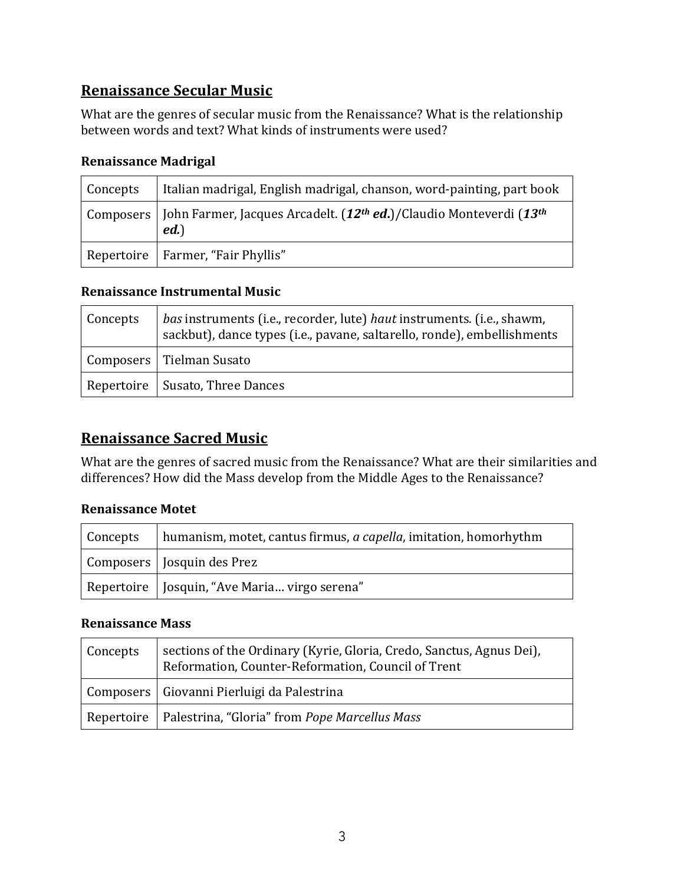## Renaissance Secular Music

What are the genres of secular music from the Renaissance? What is the relationship between words and text? What kinds of instruments were used?

### Renaissance Madrigal

| | |
|---|---|
| Concepts | Italian madrigal, English madrigal, chanson, word-painting, part book |
| Composers | John Farmer, Jacques Arcadelt. (***12th ed.***)/Claudio Monteverdi (***13th ed.***) |
| Repertoire | Farmer, "Fair Phyllis" |

### Renaissance Instrumental Music

| | |
|---|---|
| Concepts | *bas* instruments (i.e., recorder, lute) *haut* instruments. (i.e., shawm, sackbut), dance types (i.e., pavane, saltarello, ronde), embellishments |
| Composers | Tielman Susato |
| Repertoire | Susato, Three Dances |

## Renaissance Sacred Music

What are the genres of sacred music from the Renaissance? What are their similarities and differences? How did the Mass develop from the Middle Ages to the Renaissance?

### Renaissance Motet

| | |
|---|---|
| Concepts | humanism, motet, cantus firmus, *a capella*, imitation, homorhythm |
| Composers | Josquin des Prez |
| Repertoire | Josquin, "Ave Maria… virgo serena" |

### Renaissance Mass

| | |
|---|---|
| Concepts | sections of the Ordinary (Kyrie, Gloria, Credo, Sanctus, Agnus Dei), Reformation, Counter-Reformation, Council of Trent |
| Composers | Giovanni Pierluigi da Palestrina |
| Repertoire | Palestrina, "Gloria" from *Pope Marcellus Mass* |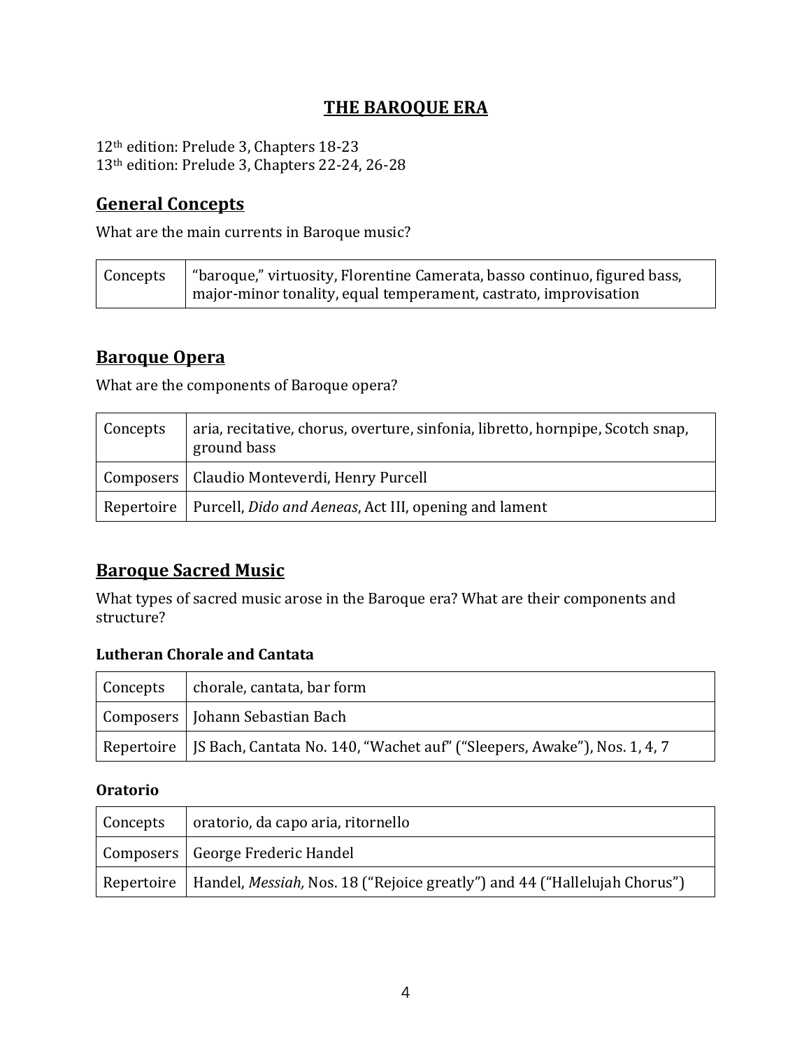# THE BAROQUE ERA

12th edition: Prelude 3, Chapters 18-23
13th edition: Prelude 3, Chapters 22-24, 26-28

## General Concepts

What are the main currents in Baroque music?

| Concepts | "baroque," virtuosity, Florentine Camerata, basso continuo, figured bass, major-minor tonality, equal temperament, castrato, improvisation |
|---|---|

## Baroque Opera

What are the components of Baroque opera?

| Concepts | aria, recitative, chorus, overture, sinfonia, libretto, hornpipe, Scotch snap, ground bass |
|---|---|
| Composers | Claudio Monteverdi, Henry Purcell |
| Repertoire | Purcell, *Dido and Aeneas*, Act III, opening and lament |

## Baroque Sacred Music

What types of sacred music arose in the Baroque era? What are their components and structure?

### Lutheran Chorale and Cantata

| Concepts | chorale, cantata, bar form |
|---|---|
| Composers | Johann Sebastian Bach |
| Repertoire | JS Bach, Cantata No. 140, "Wachet auf" ("Sleepers, Awake"), Nos. 1, 4, 7 |

### Oratorio

| Concepts | oratorio, da capo aria, ritornello |
|---|---|
| Composers | George Frederic Handel |
| Repertoire | Handel, *Messiah,* Nos. 18 ("Rejoice greatly") and 44 ("Hallelujah Chorus") |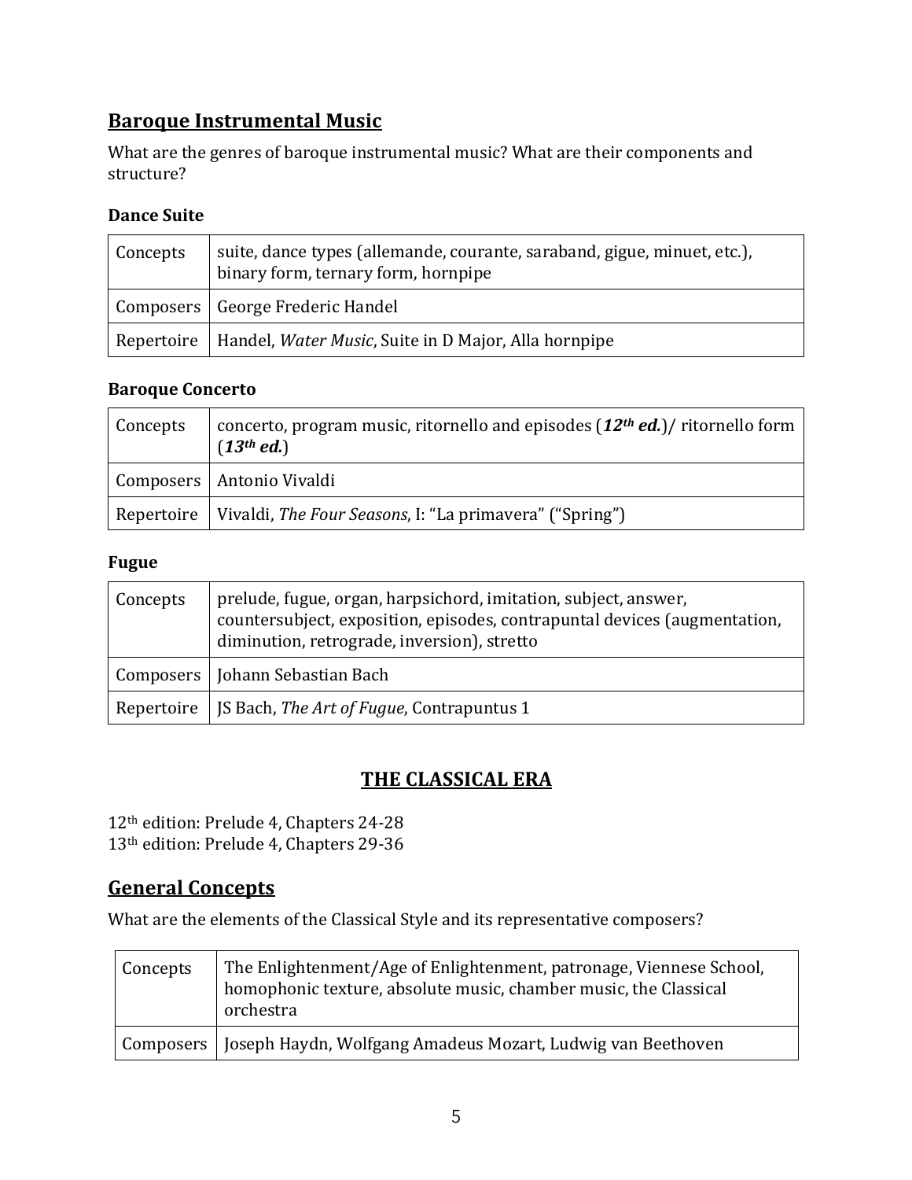## **Baroque Instrumental Music**

What are the genres of baroque instrumental music? What are their components and structure?

### Dance Suite

| | |
|---|---|
| Concepts | suite, dance types (allemande, courante, saraband, gigue, minuet, etc.), binary form, ternary form, hornpipe |
| Composers | George Frederic Handel |
| Repertoire | Handel, *Water Music*, Suite in D Major, Alla hornpipe |

### Baroque Concerto

| | |
|---|---|
| Concepts | concerto, program music, ritornello and episodes (***12th ed.***)/ ritornello form (***13th ed.***) |
| Composers | Antonio Vivaldi |
| Repertoire | Vivaldi, *The Four Seasons*, I: "La primavera" ("Spring") |

### Fugue

| | |
|---|---|
| Concepts | prelude, fugue, organ, harpsichord, imitation, subject, answer, countersubject, exposition, episodes, contrapuntal devices (augmentation, diminution, retrograde, inversion), stretto |
| Composers | Johann Sebastian Bach |
| Repertoire | JS Bach, *The Art of Fugue*, Contrapuntus 1 |

# **THE CLASSICAL ERA**

12th edition: Prelude 4, Chapters 24-28
13th edition: Prelude 4, Chapters 29-36

## **General Concepts**

What are the elements of the Classical Style and its representative composers?

| | |
|---|---|
| Concepts | The Enlightenment/Age of Enlightenment, patronage, Viennese School, homophonic texture, absolute music, chamber music, the Classical orchestra |
| Composers | Joseph Haydn, Wolfgang Amadeus Mozart, Ludwig van Beethoven |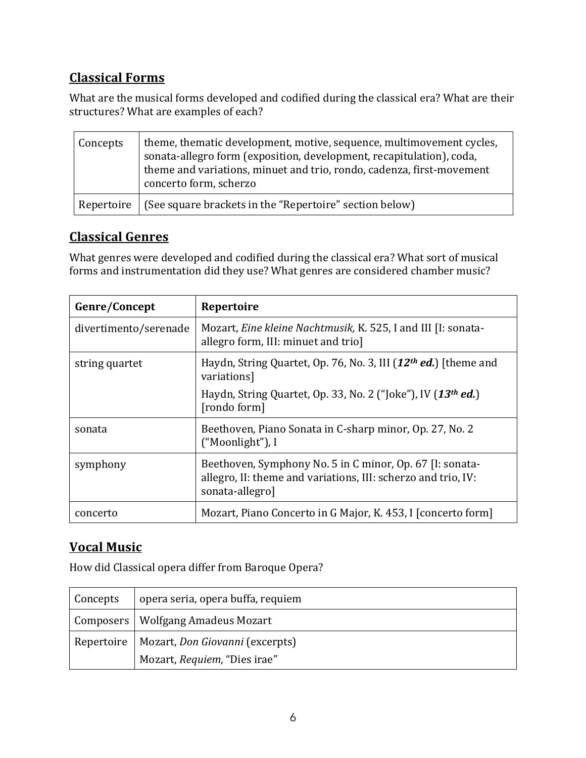## Classical Forms

What are the musical forms developed and codified during the classical era? What are their structures? What are examples of each?

| | |
|---|---|
| Concepts | theme, thematic development, motive, sequence, multimovement cycles, sonata-allegro form (exposition, development, recapitulation), coda, theme and variations, minuet and trio, rondo, cadenza, first-movement concerto form, scherzo |
| Repertoire | (See square brackets in the "Repertoire" section below) |

## Classical Genres

What genres were developed and codified during the classical era? What sort of musical forms and instrumentation did they use? What genres are considered chamber music?

| **Genre/Concept** | **Repertoire** |
|---|---|
| divertimento/serenade | Mozart, *Eine kleine Nachtmusik,* K. 525, I and III [I: sonata-allegro form, III: minuet and trio] |
| string quartet | Haydn, String Quartet, Op. 76, No. 3, III (***12th ed.***) [theme and variations]<br>Haydn, String Quartet, Op. 33, No. 2 ("Joke"), IV (***13th ed.***) [rondo form] |
| sonata | Beethoven, Piano Sonata in C-sharp minor, Op. 27, No. 2 ("Moonlight"), I |
| symphony | Beethoven, Symphony No. 5 in C minor, Op. 67 [I: sonata-allegro, II: theme and variations, III: scherzo and trio, IV: sonata-allegro] |
| concerto | Mozart, Piano Concerto in G Major, K. 453, I [concerto form] |

## Vocal Music

How did Classical opera differ from Baroque Opera?

| | |
|---|---|
| Concepts | opera seria, opera buffa, requiem |
| Composers | Wolfgang Amadeus Mozart |
| Repertoire | Mozart, *Don Giovanni* (excerpts)<br>Mozart, *Requiem*, "Dies irae" |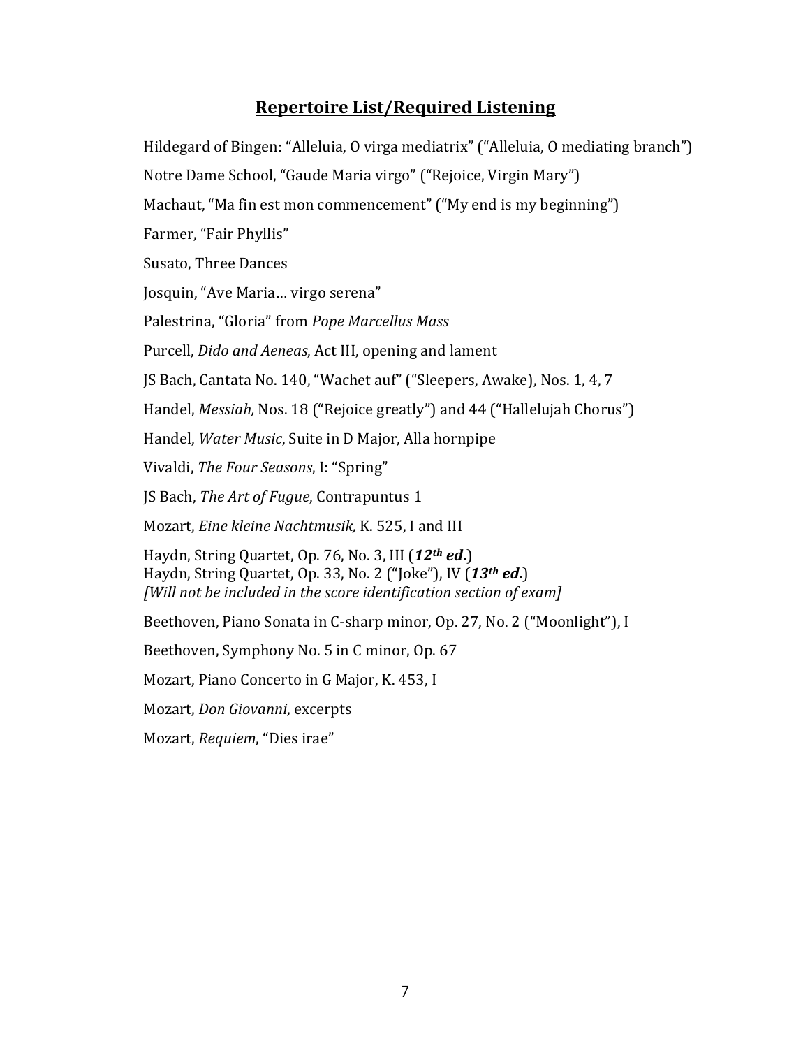## **Repertoire List/Required Listening**

Hildegard of Bingen: "Alleluia, O virga mediatrix" ("Alleluia, O mediating branch")

Notre Dame School, "Gaude Maria virgo" ("Rejoice, Virgin Mary")

Machaut, "Ma fin est mon commencement" ("My end is my beginning")

Farmer, "Fair Phyllis"

Susato, Three Dances

Josquin, "Ave Maria… virgo serena"

Palestrina, "Gloria" from *Pope Marcellus Mass*

Purcell, *Dido and Aeneas*, Act III, opening and lament

JS Bach, Cantata No. 140, "Wachet auf" ("Sleepers, Awake), Nos. 1, 4, 7

Handel, *Messiah,* Nos. 18 ("Rejoice greatly") and 44 ("Hallelujah Chorus")

Handel, *Water Music*, Suite in D Major, Alla hornpipe

Vivaldi, *The Four Seasons*, I: "Spring"

JS Bach, *The Art of Fugue*, Contrapuntus 1

Mozart, *Eine kleine Nachtmusik,* K. 525, I and III

Haydn, String Quartet, Op. 76, No. 3, III (***12th ed.***)
Haydn, String Quartet, Op. 33, No. 2 ("Joke"), IV (***13th ed.***)
*[Will not be included in the score identification section of exam]*

Beethoven, Piano Sonata in C-sharp minor, Op. 27, No. 2 ("Moonlight"), I

Beethoven, Symphony No. 5 in C minor, Op. 67

Mozart, Piano Concerto in G Major, K. 453, I

Mozart, *Don Giovanni*, excerpts

Mozart, *Requiem*, "Dies irae"